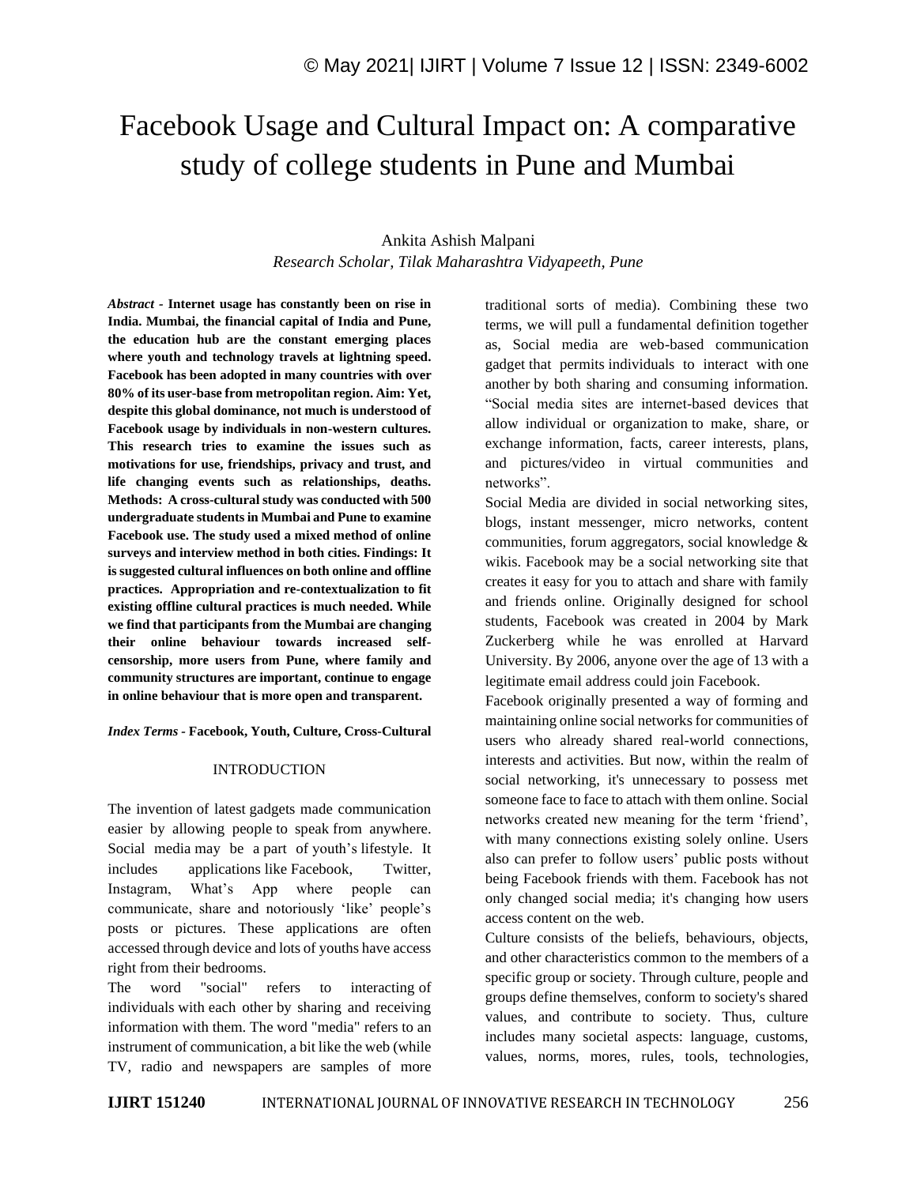# Facebook Usage and Cultural Impact on: A comparative study of college students in Pune and Mumbai

Ankita Ashish Malpani

*Research Scholar, Tilak Maharashtra Vidyapeeth, Pune*

***Abstract*** **- Internet usage has constantly been on rise in India. Mumbai, the financial capital of India and Pune, the education hub are the constant emerging places where youth and technology travels at lightning speed. Facebook has been adopted in many countries with over 80% of its user-base from metropolitan region. Aim: Yet, despite this global dominance, not much is understood of Facebook usage by individuals in non-western cultures. This research tries to examine the issues such as motivations for use, friendships, privacy and trust, and life changing events such as relationships, deaths. Methods: A cross-cultural study was conducted with 500 undergraduate students in Mumbai and Pune to examine Facebook use. The study used a mixed method of online surveys and interview method in both cities. Findings: It is suggested cultural influences on both online and offline practices. Appropriation and re-contextualization to fit existing offline cultural practices is much needed. While we find that participants from the Mumbai are changing their online behaviour towards increased self-censorship, more users from Pune, where family and community structures are important, continue to engage in online behaviour that is more open and transparent.**

***Index Terms*** **- Facebook, Youth, Culture, Cross-Cultural**

## INTRODUCTION

The invention of latest gadgets made communication easier by allowing people to speak from anywhere. Social media may be a part of youth's lifestyle. It includes applications like Facebook, Twitter, Instagram, What's App where people can communicate, share and notoriously 'like' people's posts or pictures. These applications are often accessed through device and lots of youths have access right from their bedrooms.

The word "social" refers to interacting of individuals with each other by sharing and receiving information with them. The word "media" refers to an instrument of communication, a bit like the web (while TV, radio and newspapers are samples of more traditional sorts of media). Combining these two terms, we will pull a fundamental definition together as, Social media are web-based communication gadget that permits individuals to interact with one another by both sharing and consuming information. "Social media sites are internet-based devices that allow individual or organization to make, share, or exchange information, facts, career interests, plans, and pictures/video in virtual communities and networks".

Social Media are divided in social networking sites, blogs, instant messenger, micro networks, content communities, forum aggregators, social knowledge & wikis. Facebook may be a social networking site that creates it easy for you to attach and share with family and friends online. Originally designed for school students, Facebook was created in 2004 by Mark Zuckerberg while he was enrolled at Harvard University. By 2006, anyone over the age of 13 with a legitimate email address could join Facebook.

Facebook originally presented a way of forming and maintaining online social networks for communities of users who already shared real-world connections, interests and activities. But now, within the realm of social networking, it's unnecessary to possess met someone face to face to attach with them online. Social networks created new meaning for the term 'friend', with many connections existing solely online. Users also can prefer to follow users' public posts without being Facebook friends with them. Facebook has not only changed social media; it's changing how users access content on the web.

Culture consists of the beliefs, behaviours, objects, and other characteristics common to the members of a specific group or society. Through culture, people and groups define themselves, conform to society's shared values, and contribute to society. Thus, culture includes many societal aspects: language, customs, values, norms, mores, rules, tools, technologies,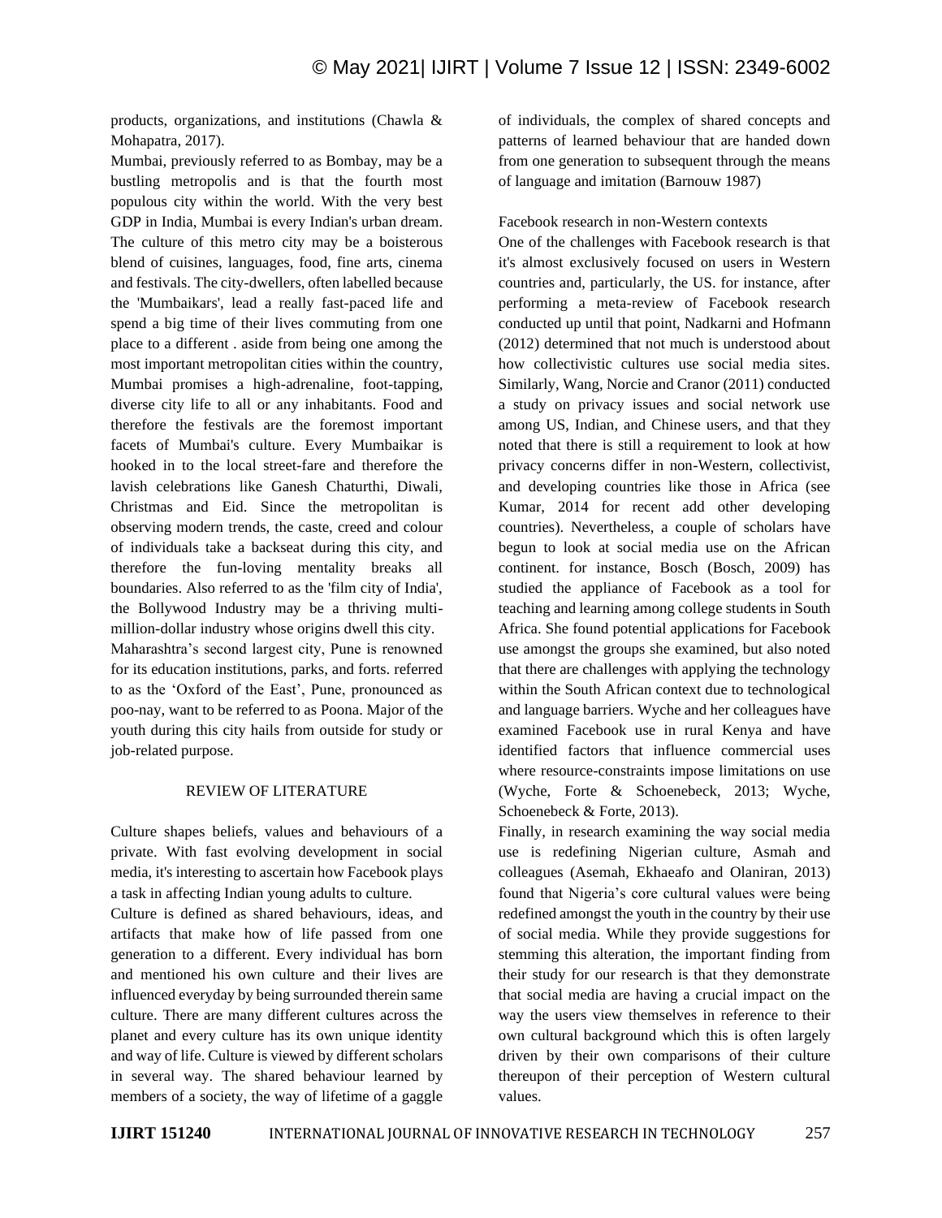products, organizations, and institutions (Chawla & Mohapatra, 2017).

Mumbai, previously referred to as Bombay, may be a bustling metropolis and is that the fourth most populous city within the world. With the very best GDP in India, Mumbai is every Indian's urban dream. The culture of this metro city may be a boisterous blend of cuisines, languages, food, fine arts, cinema and festivals. The city-dwellers, often labelled because the 'Mumbaikars', lead a really fast-paced life and spend a big time of their lives commuting from one place to a different . aside from being one among the most important metropolitan cities within the country, Mumbai promises a high-adrenaline, foot-tapping, diverse city life to all or any inhabitants. Food and therefore the festivals are the foremost important facets of Mumbai's culture. Every Mumbaikar is hooked in to the local street-fare and therefore the lavish celebrations like Ganesh Chaturthi, Diwali, Christmas and Eid. Since the metropolitan is observing modern trends, the caste, creed and colour of individuals take a backseat during this city, and therefore the fun-loving mentality breaks all boundaries. Also referred to as the 'film city of India', the Bollywood Industry may be a thriving multi-million-dollar industry whose origins dwell this city.

Maharashtra's second largest city, Pune is renowned for its education institutions, parks, and forts. referred to as the 'Oxford of the East', Pune, pronounced as poo-nay, want to be referred to as Poona. Major of the youth during this city hails from outside for study or job-related purpose.

## REVIEW OF LITERATURE

Culture shapes beliefs, values and behaviours of a private. With fast evolving development in social media, it's interesting to ascertain how Facebook plays a task in affecting Indian young adults to culture.

Culture is defined as shared behaviours, ideas, and artifacts that make how of life passed from one generation to a different. Every individual has born and mentioned his own culture and their lives are influenced everyday by being surrounded therein same culture. There are many different cultures across the planet and every culture has its own unique identity and way of life. Culture is viewed by different scholars in several way. The shared behaviour learned by members of a society, the way of lifetime of a gaggle of individuals, the complex of shared concepts and patterns of learned behaviour that are handed down from one generation to subsequent through the means of language and imitation (Barnouw 1987)

### Facebook research in non-Western contexts

One of the challenges with Facebook research is that it's almost exclusively focused on users in Western countries and, particularly, the US. for instance, after performing a meta-review of Facebook research conducted up until that point, Nadkarni and Hofmann (2012) determined that not much is understood about how collectivistic cultures use social media sites. Similarly, Wang, Norcie and Cranor (2011) conducted a study on privacy issues and social network use among US, Indian, and Chinese users, and that they noted that there is still a requirement to look at how privacy concerns differ in non-Western, collectivist, and developing countries like those in Africa (see Kumar, 2014 for recent add other developing countries). Nevertheless, a couple of scholars have begun to look at social media use on the African continent. for instance, Bosch (Bosch, 2009) has studied the appliance of Facebook as a tool for teaching and learning among college students in South Africa. She found potential applications for Facebook use amongst the groups she examined, but also noted that there are challenges with applying the technology within the South African context due to technological and language barriers. Wyche and her colleagues have examined Facebook use in rural Kenya and have identified factors that influence commercial uses where resource-constraints impose limitations on use (Wyche, Forte & Schoenebeck, 2013; Wyche, Schoenebeck & Forte, 2013).

Finally, in research examining the way social media use is redefining Nigerian culture, Asmah and colleagues (Asemah, Ekhaeafo and Olaniran, 2013) found that Nigeria's core cultural values were being redefined amongst the youth in the country by their use of social media. While they provide suggestions for stemming this alteration, the important finding from their study for our research is that they demonstrate that social media are having a crucial impact on the way the users view themselves in reference to their own cultural background which this is often largely driven by their own comparisons of their culture thereupon of their perception of Western cultural values.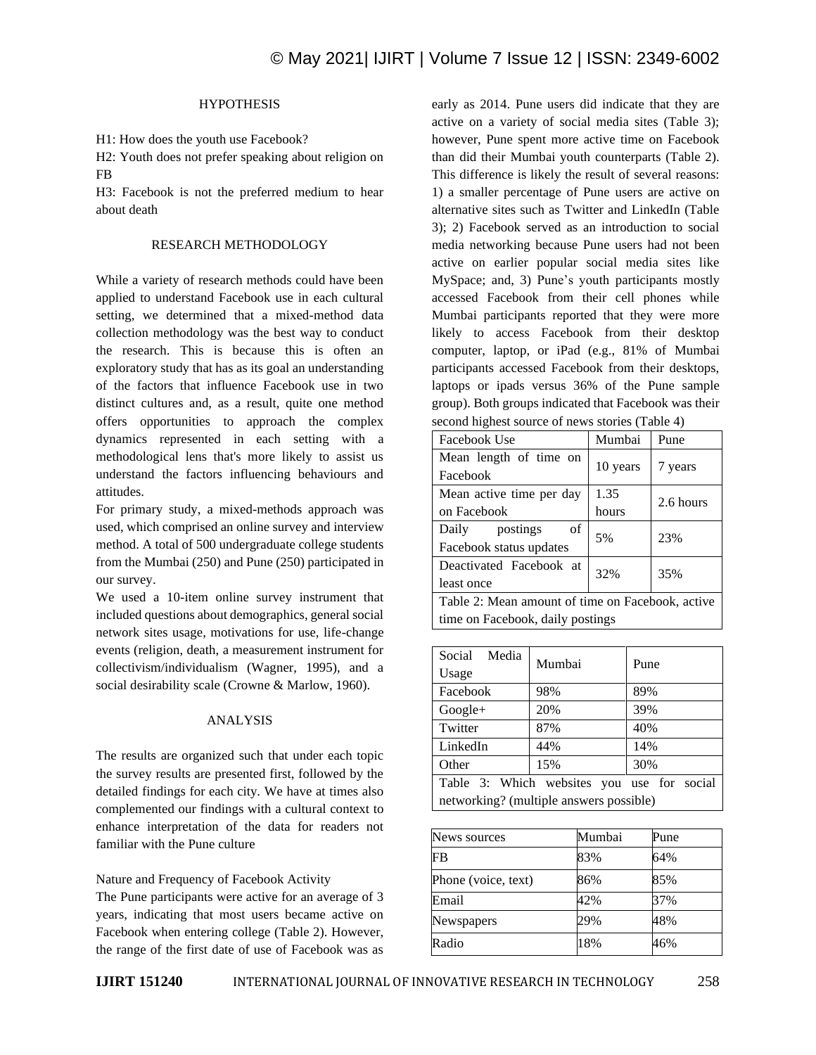## HYPOTHESIS

H1: How does the youth use Facebook?

H2: Youth does not prefer speaking about religion on FB

H3: Facebook is not the preferred medium to hear about death

## RESEARCH METHODOLOGY

While a variety of research methods could have been applied to understand Facebook use in each cultural setting, we determined that a mixed-method data collection methodology was the best way to conduct the research. This is because this is often an exploratory study that has as its goal an understanding of the factors that influence Facebook use in two distinct cultures and, as a result, quite one method offers opportunities to approach the complex dynamics represented in each setting with a methodological lens that's more likely to assist us understand the factors influencing behaviours and attitudes.

For primary study, a mixed-methods approach was used, which comprised an online survey and interview method. A total of 500 undergraduate college students from the Mumbai (250) and Pune (250) participated in our survey.

We used a 10-item online survey instrument that included questions about demographics, general social network sites usage, motivations for use, life-change events (religion, death, a measurement instrument for collectivism/individualism (Wagner, 1995), and a social desirability scale (Crowne & Marlow, 1960).

## ANALYSIS

The results are organized such that under each topic the survey results are presented first, followed by the detailed findings for each city. We have at times also complemented our findings with a cultural context to enhance interpretation of the data for readers not familiar with the Pune culture

Nature and Frequency of Facebook Activity

The Pune participants were active for an average of 3 years, indicating that most users became active on Facebook when entering college (Table 2). However, the range of the first date of use of Facebook was as early as 2014. Pune users did indicate that they are active on a variety of social media sites (Table 3); however, Pune spent more active time on Facebook than did their Mumbai youth counterparts (Table 2). This difference is likely the result of several reasons: 1) a smaller percentage of Pune users are active on alternative sites such as Twitter and LinkedIn (Table 3); 2) Facebook served as an introduction to social media networking because Pune users had not been active on earlier popular social media sites like MySpace; and, 3) Pune's youth participants mostly accessed Facebook from their cell phones while Mumbai participants reported that they were more likely to access Facebook from their desktop computer, laptop, or iPad (e.g., 81% of Mumbai participants accessed Facebook from their desktops, laptops or ipads versus 36% of the Pune sample group). Both groups indicated that Facebook was their second highest source of news stories (Table 4)

| Facebook Use | Mumbai | Pune |
|---|---|---|
| Mean length of time on Facebook | 10 years | 7 years |
| Mean active time per day on Facebook | 1.35 hours | 2.6 hours |
| Daily postings of Facebook status updates | 5% | 23% |
| Deactivated Facebook at least once | 32% | 35% |

Table 2: Mean amount of time on Facebook, active time on Facebook, daily postings

| Social Media Usage | Mumbai | Pune |
|---|---|---|
| Facebook | 98% | 89% |
| Google+ | 20% | 39% |
| Twitter | 87% | 40% |
| LinkedIn | 44% | 14% |
| Other | 15% | 30% |

Table 3: Which websites you use for social networking? (multiple answers possible)

| News sources | Mumbai | Pune |
|---|---|---|
| FB | 83% | 64% |
| Phone (voice, text) | 86% | 85% |
| Email | 42% | 37% |
| Newspapers | 29% | 48% |
| Radio | 18% | 46% |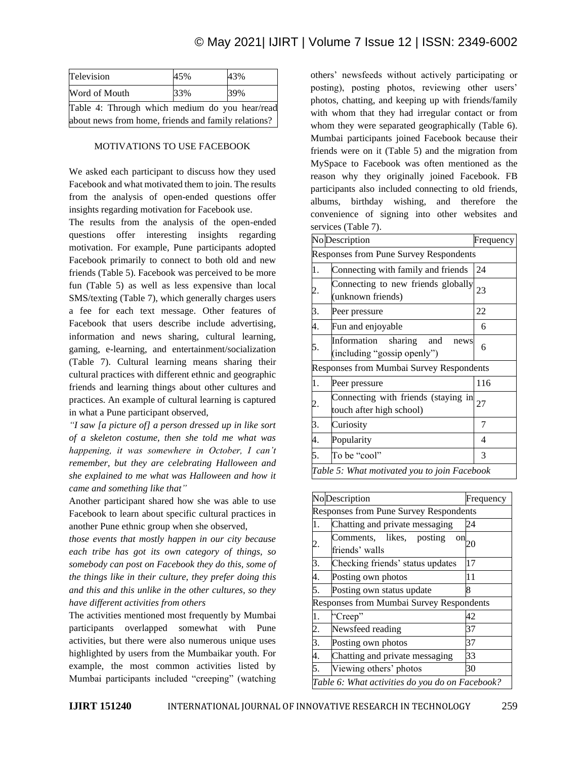| Television | 45% | 43% |
|---|---|---|
| Word of Mouth | 33% | 39% |

Table 4: Through which medium do you hear/read about news from home, friends and family relations?

## MOTIVATIONS TO USE FACEBOOK

We asked each participant to discuss how they used Facebook and what motivated them to join. The results from the analysis of open-ended questions offer insights regarding motivation for Facebook use.

The results from the analysis of the open-ended questions offer interesting insights regarding motivation. For example, Pune participants adopted Facebook primarily to connect to both old and new friends (Table 5). Facebook was perceived to be more fun (Table 5) as well as less expensive than local SMS/texting (Table 7), which generally charges users a fee for each text message. Other features of Facebook that users describe include advertising, information and news sharing, cultural learning, gaming, e-learning, and entertainment/socialization (Table 7). Cultural learning means sharing their cultural practices with different ethnic and geographic friends and learning things about other cultures and practices. An example of cultural learning is captured in what a Pune participant observed,

*"I saw [a picture of] a person dressed up in like sort of a skeleton costume, then she told me what was happening, it was somewhere in October, I can't remember, but they are celebrating Halloween and she explained to me what was Halloween and how it came and something like that"*

Another participant shared how she was able to use Facebook to learn about specific cultural practices in another Pune ethnic group when she observed,

*those events that mostly happen in our city because each tribe has got its own category of things, so somebody can post on Facebook they do this, some of the things like in their culture, they prefer doing this and this and this unlike in the other cultures, so they have different activities from others*

The activities mentioned most frequently by Mumbai participants overlapped somewhat with Pune activities, but there were also numerous unique uses highlighted by users from the Mumbaikar youth. For example, the most common activities listed by Mumbai participants included "creeping" (watching others' newsfeeds without actively participating or posting), posting photos, reviewing other users' photos, chatting, and keeping up with friends/family with whom that they had irregular contact or from whom they were separated geographically (Table 6). Mumbai participants joined Facebook because their friends were on it (Table 5) and the migration from MySpace to Facebook was often mentioned as the reason why they originally joined Facebook. FB participants also included connecting to old friends, albums, birthday wishing, and therefore the convenience of signing into other websites and services (Table 7).

| No | Description | Frequency |
|---|---|---|
| Responses from Pune Survey Respondents | | |
| 1. | Connecting with family and friends | 24 |
| 2. | Connecting to new friends globally (unknown friends) | 23 |
| 3. | Peer pressure | 22 |
| 4. | Fun and enjoyable | 6 |
| 5. | Information sharing and news (including "gossip openly") | 6 |
| Responses from Mumbai Survey Respondents | | |
| 1. | Peer pressure | 116 |
| 2. | Connecting with friends (staying in touch after high school) | 27 |
| 3. | Curiosity | 7 |
| 4. | Popularity | 4 |
| 5. | To be "cool" | 3 |

*Table 5: What motivated you to join Facebook*

| No | Description | Frequency |
|---|---|---|
| Responses from Pune Survey Respondents | | |
| 1. | Chatting and private messaging | 24 |
| 2. | Comments, likes, posting on friends' walls | 20 |
| 3. | Checking friends' status updates | 17 |
| 4. | Posting own photos | 11 |
| 5. | Posting own status update | 8 |
| Responses from Mumbai Survey Respondents | | |
| 1. | "Creep" | 42 |
| 2. | Newsfeed reading | 37 |
| 3. | Posting own photos | 37 |
| 4. | Chatting and private messaging | 33 |
| 5. | Viewing others' photos | 30 |

*Table 6: What activities do you do on Facebook?*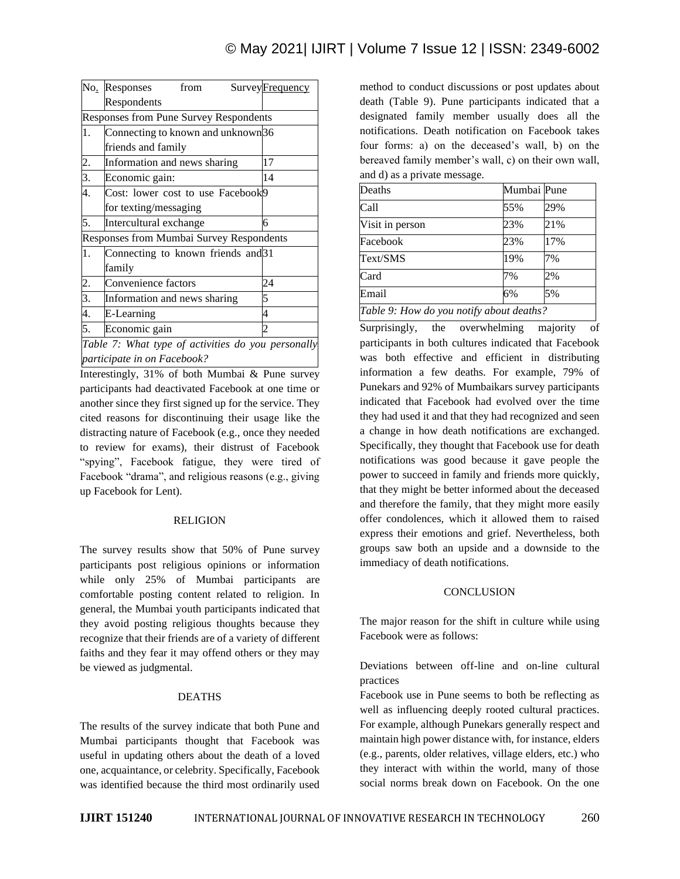| No. | Responses from Survey Respondents | Frequency |
|---|---|---|
| Responses from Pune Survey Respondents | | |
| 1. | Connecting to known and unknown friends and family | 36 |
| 2. | Information and news sharing | 17 |
| 3. | Economic gain: | 14 |
| 4. | Cost: lower cost to use Facebook for texting/messaging | 9 |
| 5. | Intercultural exchange | 6 |
| Responses from Mumbai Survey Respondents | | |
| 1. | Connecting to known friends and family | 31 |
| 2. | Convenience factors | 24 |
| 3. | Information and news sharing | 5 |
| 4. | E-Learning | 4 |
| 5. | Economic gain | 2 |

*Table 7: What type of activities do you personally participate in on Facebook?*

Interestingly, 31% of both Mumbai & Pune survey participants had deactivated Facebook at one time or another since they first signed up for the service. They cited reasons for discontinuing their usage like the distracting nature of Facebook (e.g., once they needed to review for exams), their distrust of Facebook "spying", Facebook fatigue, they were tired of Facebook "drama", and religious reasons (e.g., giving up Facebook for Lent).

## RELIGION

The survey results show that 50% of Pune survey participants post religious opinions or information while only 25% of Mumbai participants are comfortable posting content related to religion. In general, the Mumbai youth participants indicated that they avoid posting religious thoughts because they recognize that their friends are of a variety of different faiths and they fear it may offend others or they may be viewed as judgmental.

## DEATHS

The results of the survey indicate that both Pune and Mumbai participants thought that Facebook was useful in updating others about the death of a loved one, acquaintance, or celebrity. Specifically, Facebook was identified because the third most ordinarily used method to conduct discussions or post updates about death (Table 9). Pune participants indicated that a designated family member usually does all the notifications. Death notification on Facebook takes four forms: a) on the deceased's wall, b) on the bereaved family member's wall, c) on their own wall, and d) as a private message.

| Deaths | Mumbai | Pune |
|---|---|---|
| Call | 55% | 29% |
| Visit in person | 23% | 21% |
| Facebook | 23% | 17% |
| Text/SMS | 19% | 7% |
| Card | 7% | 2% |
| Email | 6% | 5% |

*Table 9: How do you notify about deaths?*

Surprisingly, the overwhelming majority of participants in both cultures indicated that Facebook was both effective and efficient in distributing information a few deaths. For example, 79% of Punekars and 92% of Mumbaikars survey participants indicated that Facebook had evolved over the time they had used it and that they had recognized and seen a change in how death notifications are exchanged. Specifically, they thought that Facebook use for death notifications was good because it gave people the power to succeed in family and friends more quickly, that they might be better informed about the deceased and therefore the family, that they might more easily offer condolences, which it allowed them to raised express their emotions and grief. Nevertheless, both groups saw both an upside and a downside to the immediacy of death notifications.

## CONCLUSION

The major reason for the shift in culture while using Facebook were as follows:

Deviations between off-line and on-line cultural practices

Facebook use in Pune seems to both be reflecting as well as influencing deeply rooted cultural practices. For example, although Punekars generally respect and maintain high power distance with, for instance, elders (e.g., parents, older relatives, village elders, etc.) who they interact with within the world, many of those social norms break down on Facebook. On the one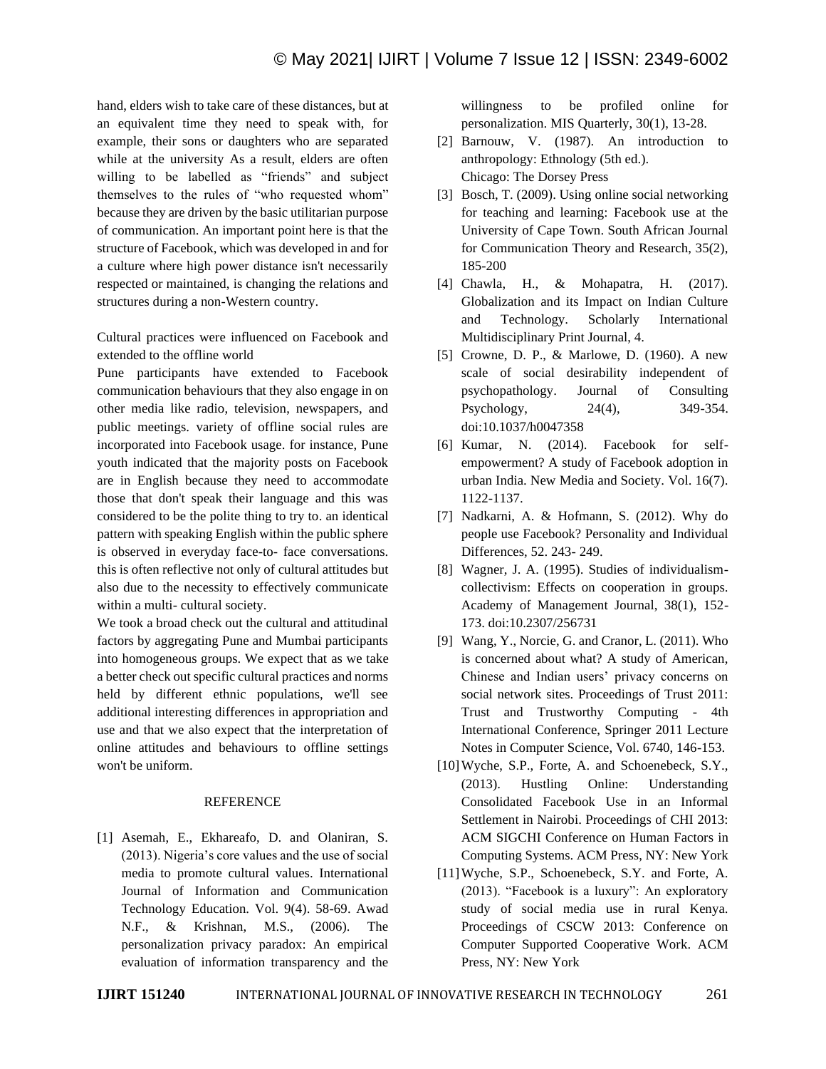hand, elders wish to take care of these distances, but at an equivalent time they need to speak with, for example, their sons or daughters who are separated while at the university As a result, elders are often willing to be labelled as "friends" and subject themselves to the rules of "who requested whom" because they are driven by the basic utilitarian purpose of communication. An important point here is that the structure of Facebook, which was developed in and for a culture where high power distance isn't necessarily respected or maintained, is changing the relations and structures during a non-Western country.

Cultural practices were influenced on Facebook and extended to the offline world

Pune participants have extended to Facebook communication behaviours that they also engage in on other media like radio, television, newspapers, and public meetings. variety of offline social rules are incorporated into Facebook usage. for instance, Pune youth indicated that the majority posts on Facebook are in English because they need to accommodate those that don't speak their language and this was considered to be the polite thing to try to. an identical pattern with speaking English within the public sphere is observed in everyday face-to- face conversations. this is often reflective not only of cultural attitudes but also due to the necessity to effectively communicate within a multi- cultural society.

We took a broad check out the cultural and attitudinal factors by aggregating Pune and Mumbai participants into homogeneous groups. We expect that as we take a better check out specific cultural practices and norms held by different ethnic populations, we'll see additional interesting differences in appropriation and use and that we also expect that the interpretation of online attitudes and behaviours to offline settings won't be uniform.

## REFERENCE

[1] Asemah, E., Ekhareafo, D. and Olaniran, S. (2013). Nigeria's core values and the use of social media to promote cultural values. International Journal of Information and Communication Technology Education. Vol. 9(4). 58-69. Awad N.F., & Krishnan, M.S., (2006). The personalization privacy paradox: An empirical evaluation of information transparency and the willingness to be profiled online for personalization. MIS Quarterly, 30(1), 13-28.

[2] Barnouw, V. (1987). An introduction to anthropology: Ethnology (5th ed.). Chicago: The Dorsey Press

[3] Bosch, T. (2009). Using online social networking for teaching and learning: Facebook use at the University of Cape Town. South African Journal for Communication Theory and Research, 35(2), 185-200

[4] Chawla, H., & Mohapatra, H. (2017). Globalization and its Impact on Indian Culture and Technology. Scholarly International Multidisciplinary Print Journal, 4.

[5] Crowne, D. P., & Marlowe, D. (1960). A new scale of social desirability independent of psychopathology. Journal of Consulting Psychology, 24(4), 349-354. doi:10.1037/h0047358

[6] Kumar, N. (2014). Facebook for self-empowerment? A study of Facebook adoption in urban India. New Media and Society. Vol. 16(7). 1122-1137.

[7] Nadkarni, A. & Hofmann, S. (2012). Why do people use Facebook? Personality and Individual Differences, 52. 243- 249.

[8] Wagner, J. A. (1995). Studies of individualism-collectivism: Effects on cooperation in groups. Academy of Management Journal, 38(1), 152-173. doi:10.2307/256731

[9] Wang, Y., Norcie, G. and Cranor, L. (2011). Who is concerned about what? A study of American, Chinese and Indian users' privacy concerns on social network sites. Proceedings of Trust 2011: Trust and Trustworthy Computing - 4th International Conference, Springer 2011 Lecture Notes in Computer Science, Vol. 6740, 146-153.

[10] Wyche, S.P., Forte, A. and Schoenebeck, S.Y., (2013). Hustling Online: Understanding Consolidated Facebook Use in an Informal Settlement in Nairobi. Proceedings of CHI 2013: ACM SIGCHI Conference on Human Factors in Computing Systems. ACM Press, NY: New York

[11] Wyche, S.P., Schoenebeck, S.Y. and Forte, A. (2013). "Facebook is a luxury": An exploratory study of social media use in rural Kenya. Proceedings of CSCW 2013: Conference on Computer Supported Cooperative Work. ACM Press, NY: New York